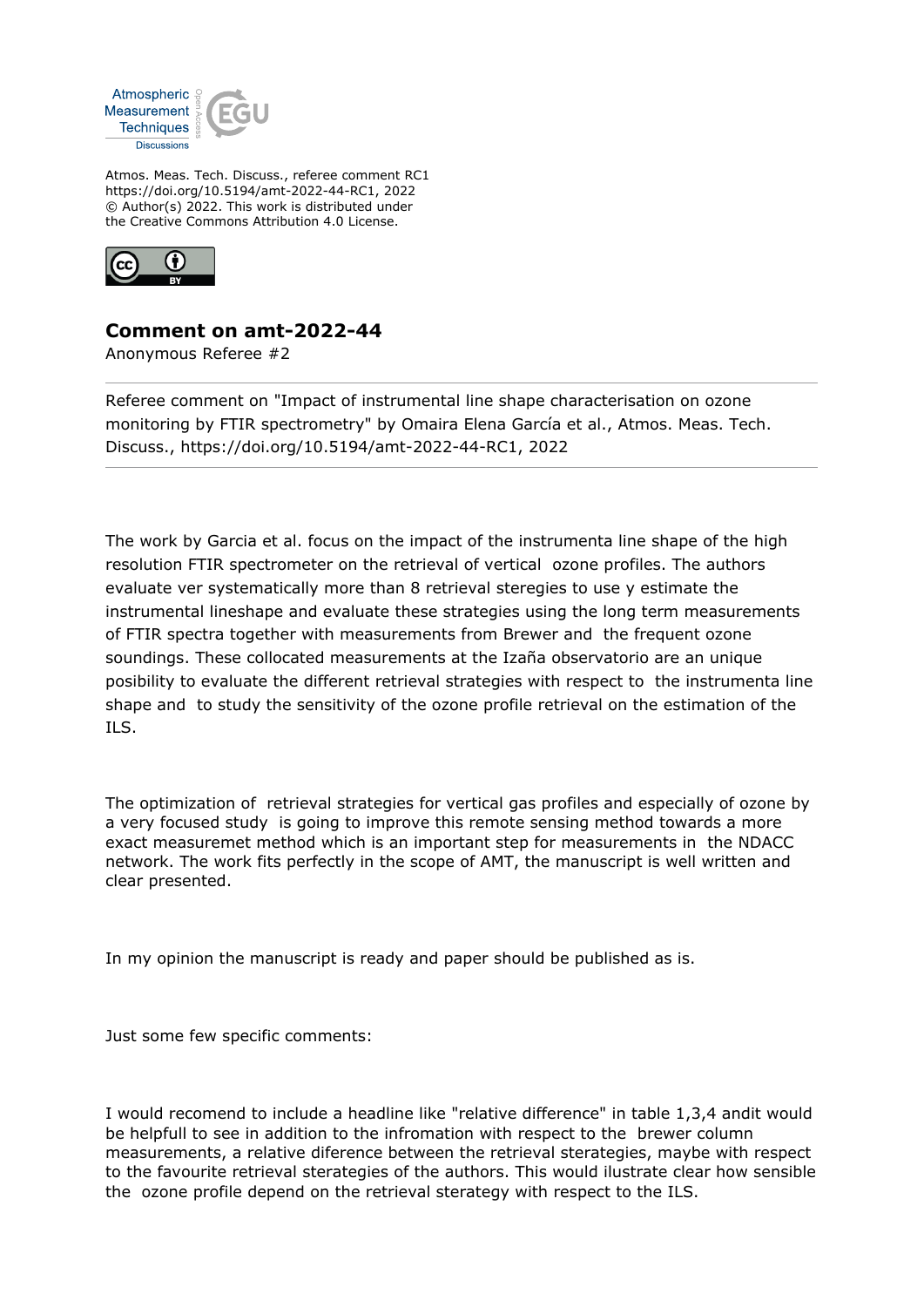Atmos. Meas. Tech. Discuss., referee comment RC1
https://doi.org/10.5194/amt-2022-44-RC1, 2022
© Author(s) 2022. This work is distributed under
the Creative Commons Attribution 4.0 License.

## Comment on amt-2022-44

Anonymous Referee #2

---

Referee comment on "Impact of instrumental line shape characterisation on ozone monitoring by FTIR spectrometry" by Omaira Elena García et al., Atmos. Meas. Tech. Discuss., https://doi.org/10.5194/amt-2022-44-RC1, 2022

---

The work by Garcia et al. focus on the impact of the instrumenta line shape of the high resolution FTIR spectrometer on the retrieval of vertical  ozone profiles. The authors evaluate ver systematically more than 8 retrieval steregies to use y estimate the instrumental lineshape and evaluate these strategies using the long term measurements of FTIR spectra together with measurements from Brewer and  the frequent ozone soundings. These collocated measurements at the Izaña observatorio are an unique posibility to evaluate the different retrieval strategies with respect to  the instrumenta line shape and  to study the sensitivity of the ozone profile retrieval on the estimation of the ILS.

The optimization of  retrieval strategies for vertical gas profiles and especially of ozone by a very focused study  is going to improve this remote sensing method towards a more exact measuremet method which is an important step for measurements in  the NDACC network. The work fits perfectly in the scope of AMT, the manuscript is well written and clear presented.

In my opinion the manuscript is ready and paper should be published as is.

Just some few specific comments:

I would recomend to include a headline like "relative difference" in table 1,3,4 andit would be helpfull to see in addition to the infromation with respect to the  brewer column measurements, a relative diference between the retrieval sterategies, maybe with respect to the favourite retrieval sterategies of the authors. This would ilustrate clear how sensible the  ozone profile depend on the retrieval sterategy with respect to the ILS.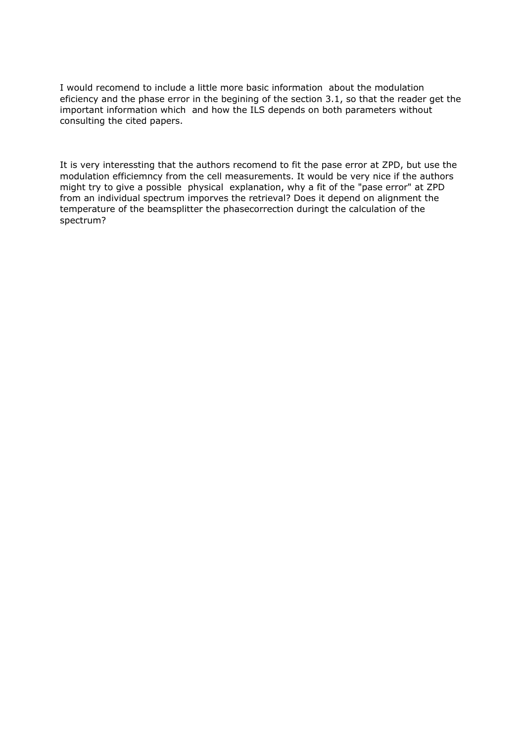I would recomend to include a little more basic information  about the modulation eficiency and the phase error in the begining of the section 3.1, so that the reader get the important information which  and how the ILS depends on both parameters without consulting the cited papers.

It is very interessting that the authors recomend to fit the pase error at ZPD, but use the modulation efficiemncy from the cell measurements. It would be very nice if the authors might try to give a possible  physical  explanation, why a fit of the "pase error" at ZPD from an individual spectrum imporves the retrieval? Does it depend on alignment the temperature of the beamsplitter the phasecorrection duringt the calculation of the spectrum?